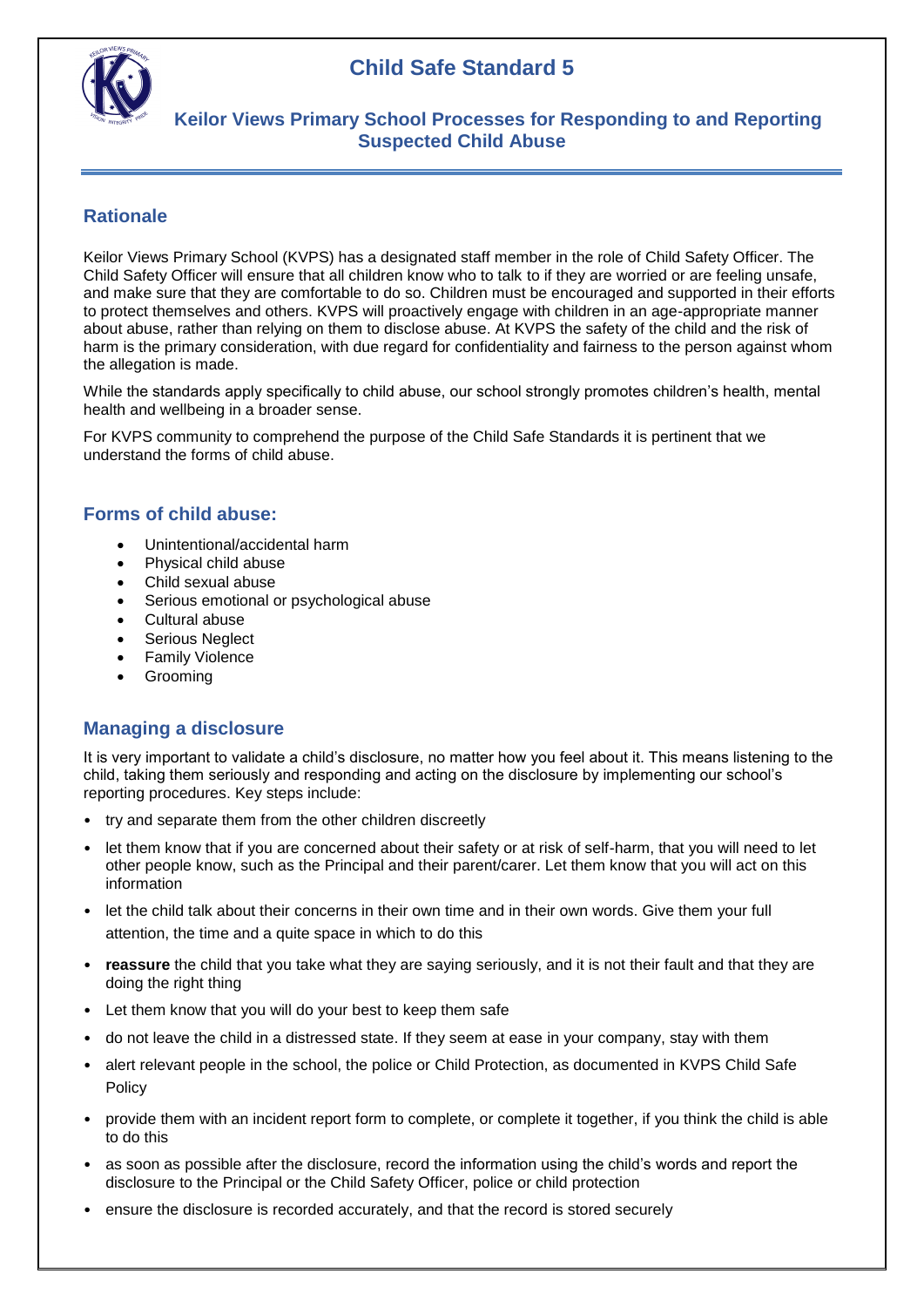# Child Safe Standard 5

## Keilor Views Primary School Processes for Responding to and Reporting Suspected Child Abuse

### Rationale

Keilor Views Primary School (KVPS) has a designated staff member in the role of Child Safety Officer. The Child Safety Officer will ensure that all children know who to talk to if they are worried or are feeling unsafe, and make sure that they are comfortable to do so. Children must be encouraged and supported in their efforts to protect themselves and others. KVPS will proactively engage with children in an age-appropriate manner about abuse, rather than relying on them to disclose abuse. At KVPS the safety of the child and the risk of harm is the primary consideration, with due regard for confidentiality and fairness to the person against whom the allegation is made.

While the standards apply specifically to child abuse, our school strongly promotes children's health, mental health and wellbeing in a broader sense.

For KVPS community to comprehend the purpose of the Child Safe Standards it is pertinent that we understand the forms of child abuse.

### Forms of child abuse:

- Unintentional/accidental harm
- Physical child abuse
- Child sexual abuse
- Serious emotional or psychological abuse
- Cultural abuse
- Serious Neglect
- Family Violence
- Grooming

### Managing a disclosure

It is very important to validate a child's disclosure, no matter how you feel about it. This means listening to the child, taking them seriously and responding and acting on the disclosure by implementing our school's reporting procedures. Key steps include:

- try and separate them from the other children discreetly
- let them know that if you are concerned about their safety or at risk of self-harm, that you will need to let other people know, such as the Principal and their parent/carer. Let them know that you will act on this information
- let the child talk about their concerns in their own time and in their own words. Give them your full attention, the time and a quite space in which to do this
- **reassure** the child that you take what they are saying seriously, and it is not their fault and that they are doing the right thing
- Let them know that you will do your best to keep them safe
- do not leave the child in a distressed state. If they seem at ease in your company, stay with them
- alert relevant people in the school, the police or Child Protection, as documented in KVPS Child Safe Policy
- provide them with an incident report form to complete, or complete it together, if you think the child is able to do this
- as soon as possible after the disclosure, record the information using the child's words and report the disclosure to the Principal or the Child Safety Officer, police or child protection
- ensure the disclosure is recorded accurately, and that the record is stored securely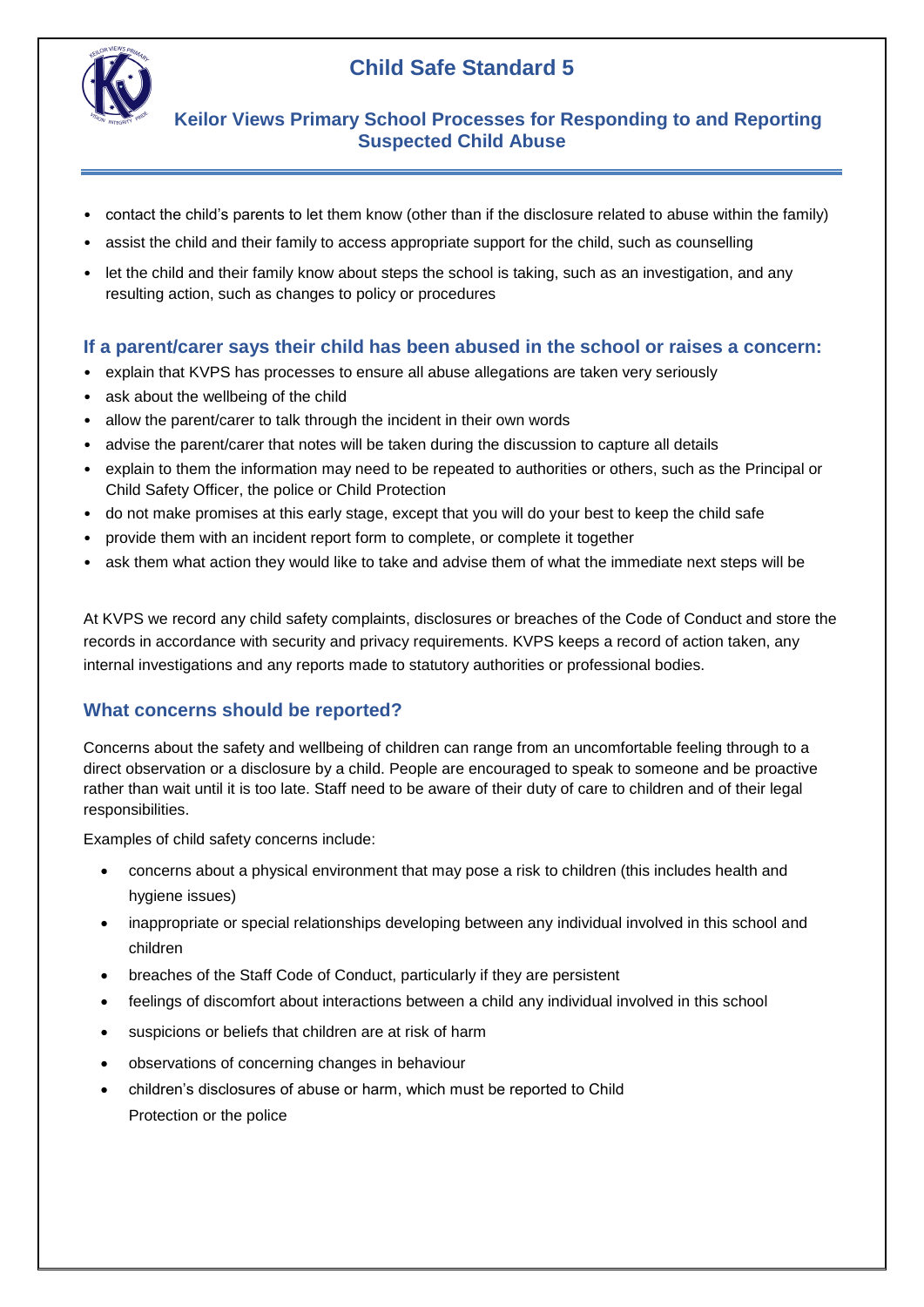- contact the child's parents to let them know (other than if the disclosure related to abuse within the family)
- assist the child and their family to access appropriate support for the child, such as counselling
- let the child and their family know about steps the school is taking, such as an investigation, and any resulting action, such as changes to policy or procedures

## If a parent/carer says their child has been abused in the school or raises a concern:

- explain that KVPS has processes to ensure all abuse allegations are taken very seriously
- ask about the wellbeing of the child
- allow the parent/carer to talk through the incident in their own words
- advise the parent/carer that notes will be taken during the discussion to capture all details
- explain to them the information may need to be repeated to authorities or others, such as the Principal or Child Safety Officer, the police or Child Protection
- do not make promises at this early stage, except that you will do your best to keep the child safe
- provide them with an incident report form to complete, or complete it together
- ask them what action they would like to take and advise them of what the immediate next steps will be

At KVPS we record any child safety complaints, disclosures or breaches of the Code of Conduct and store the records in accordance with security and privacy requirements. KVPS keeps a record of action taken, any internal investigations and any reports made to statutory authorities or professional bodies.

## What concerns should be reported?

Concerns about the safety and wellbeing of children can range from an uncomfortable feeling through to a direct observation or a disclosure by a child. People are encouraged to speak to someone and be proactive rather than wait until it is too late. Staff need to be aware of their duty of care to children and of their legal responsibilities.

Examples of child safety concerns include:

- concerns about a physical environment that may pose a risk to children (this includes health and hygiene issues)
- inappropriate or special relationships developing between any individual involved in this school and children
- breaches of the Staff Code of Conduct, particularly if they are persistent
- feelings of discomfort about interactions between a child any individual involved in this school
- suspicions or beliefs that children are at risk of harm
- observations of concerning changes in behaviour
- children's disclosures of abuse or harm, which must be reported to Child Protection or the police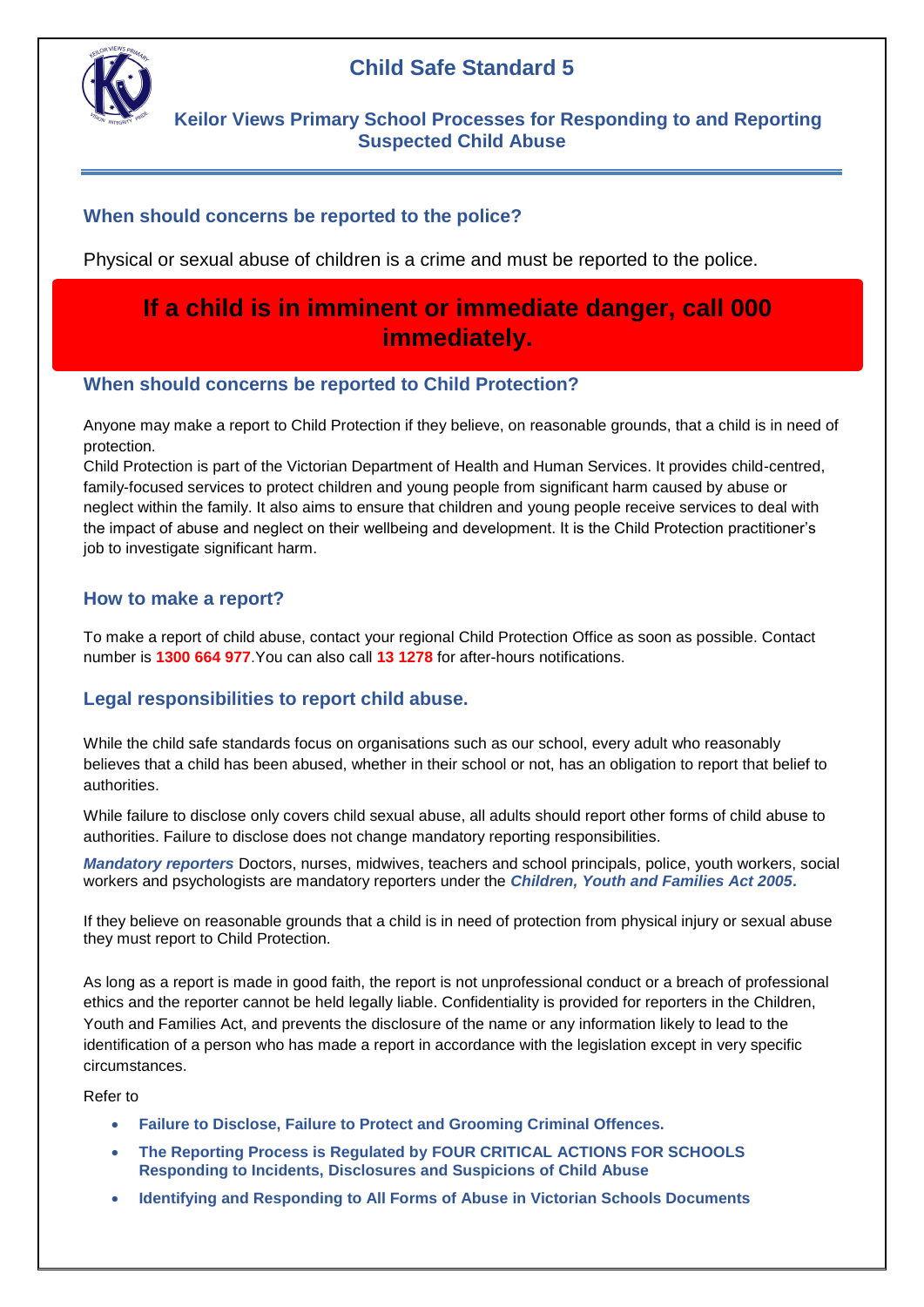# Child Safe Standard 5

## Keilor Views Primary School Processes for Responding to and Reporting Suspected Child Abuse

### When should concerns be reported to the police?

Physical or sexual abuse of children is a crime and must be reported to the police.

## If a child is in imminent or immediate danger, call 000 immediately.

### When should concerns be reported to Child Protection?

Anyone may make a report to Child Protection if they believe, on reasonable grounds, that a child is in need of protection.
Child Protection is part of the Victorian Department of Health and Human Services. It provides child-centred, family-focused services to protect children and young people from significant harm caused by abuse or neglect within the family. It also aims to ensure that children and young people receive services to deal with the impact of abuse and neglect on their wellbeing and development. It is the Child Protection practitioner's job to investigate significant harm.

### How to make a report?

To make a report of child abuse, contact your regional Child Protection Office as soon as possible. Contact number is **1300 664 977**.You can also call **13 1278** for after-hours notifications.

### Legal responsibilities to report child abuse.

While the child safe standards focus on organisations such as our school, every adult who reasonably believes that a child has been abused, whether in their school or not, has an obligation to report that belief to authorities.

While failure to disclose only covers child sexual abuse, all adults should report other forms of child abuse to authorities. Failure to disclose does not change mandatory reporting responsibilities.

***Mandatory reporters*** Doctors, nurses, midwives, teachers and school principals, police, youth workers, social workers and psychologists are mandatory reporters under the ***Children, Youth and Families Act 2005*****.**

If they believe on reasonable grounds that a child is in need of protection from physical injury or sexual abuse they must report to Child Protection.

As long as a report is made in good faith, the report is not unprofessional conduct or a breach of professional ethics and the reporter cannot be held legally liable. Confidentiality is provided for reporters in the Children, Youth and Families Act, and prevents the disclosure of the name or any information likely to lead to the identification of a person who has made a report in accordance with the legislation except in very specific circumstances.

Refer to

- **Failure to Disclose, Failure to Protect and Grooming Criminal Offences.**
- **The Reporting Process is Regulated by FOUR CRITICAL ACTIONS FOR SCHOOLS Responding to Incidents, Disclosures and Suspicions of Child Abuse**
- **Identifying and Responding to All Forms of Abuse in Victorian Schools Documents**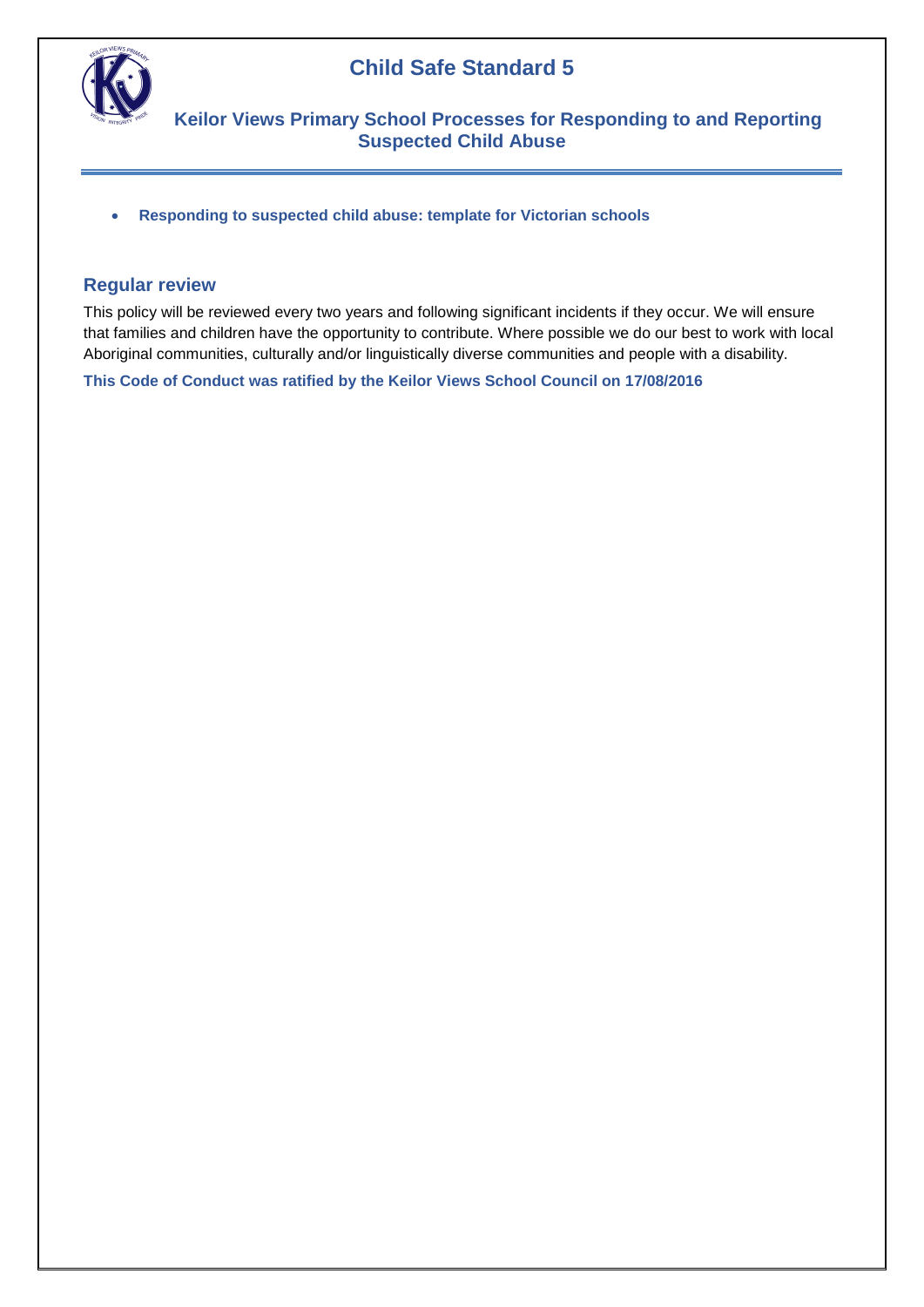# Child Safe Standard 5

## Keilor Views Primary School Processes for Responding to and Reporting Suspected Child Abuse

- **Responding to suspected child abuse: template for Victorian schools**

## Regular review

This policy will be reviewed every two years and following significant incidents if they occur. We will ensure that families and children have the opportunity to contribute. Where possible we do our best to work with local Aboriginal communities, culturally and/or linguistically diverse communities and people with a disability.

**This Code of Conduct was ratified by the Keilor Views School Council on 17/08/2016**